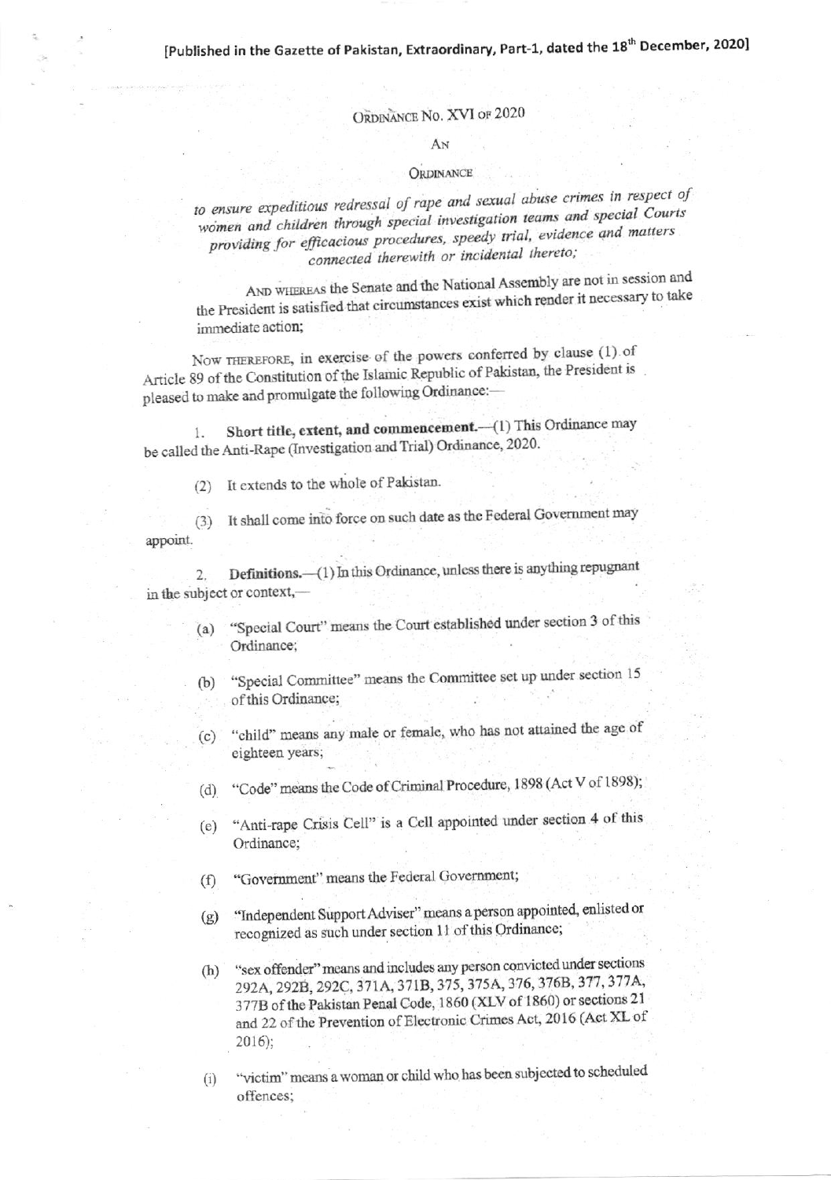[Published in the Gazette of Pakistan, Extraordinary, Part-1, dated the 18th December, 2020]

# ORDINANCE NO. XVI OF 2020

AN

ORDINANCE

*to ensure expeditious redressal of rape and sexual abuse crimes in respect of women and children through special investigation teams and special Courts providing for efficacious procedures, speedy trial, evidence and matters connected therewith or incidental thereto;*

AND WHEREAS the Senate and the National Assembly are not in session and the President is satisfied that circumstances exist which render it necessary to take immediate action;

NOW THEREFORE, in exercise of the powers conferred by clause (1) of Article 89 of the Constitution of the Islamic Republic of Pakistan, the President is pleased to make and promulgate the following Ordinance:—

1. **Short title, extent, and commencement.**—(1) This Ordinance may be called the Anti-Rape (Investigation and Trial) Ordinance, 2020.

(2) It extends to the whole of Pakistan.

(3) It shall come into force on such date as the Federal Government may appoint.

2. **Definitions.**—(1) In this Ordinance, unless there is anything repugnant in the subject or context,—

(a) "Special Court" means the Court established under section 3 of this Ordinance;

(b) "Special Committee" means the Committee set up under section 15 of this Ordinance;

(c) "child" means any male or female, who has not attained the age of eighteen years;

(d) "Code" means the Code of Criminal Procedure, 1898 (Act V of 1898);

(e) "Anti-rape Crisis Cell" is a Cell appointed under section 4 of this Ordinance;

(f) "Government" means the Federal Government;

(g) "Independent Support Adviser" means a person appointed, enlisted or recognized as such under section 11 of this Ordinance;

(h) "sex offender" means and includes any person convicted under sections 292A, 292B, 292C, 371A, 371B, 375, 375A, 376, 376B, 377, 377A, 377B of the Pakistan Penal Code, 1860 (XLV of 1860) or sections 21 and 22 of the Prevention of Electronic Crimes Act, 2016 (Act XL of 2016);

(i) "victim" means a woman or child who has been subjected to scheduled offences;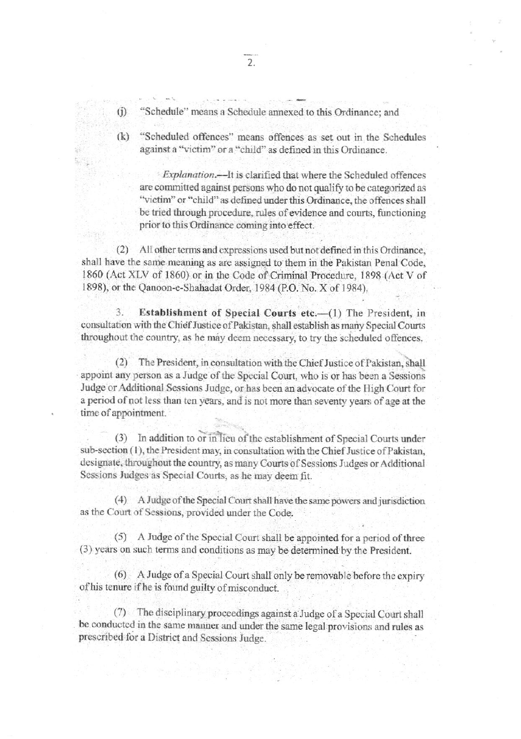(j) "Schedule" means a Schedule annexed to this Ordinance; and

(k) "Scheduled offences" means offences as set out in the Schedules against a "victim" or a "child" as defined in this Ordinance.

*Explanation.*—It is clarified that where the Scheduled offences are committed against persons who do not qualify to be categorized as "victim" or "child" as defined under this Ordinance, the offences shall be tried through procedure, rules of evidence and courts, functioning prior to this Ordinance coming into effect.

(2) All other terms and expressions used but not defined in this Ordinance, shall have the same meaning as are assigned to them in the Pakistan Penal Code, 1860 (Act XLV of 1860) or in the Code of Criminal Procedure, 1898 (Act V of 1898), or the Qanoon-e-Shahadat Order, 1984 (P.O. No. X of 1984).

3. **Establishment of Special Courts etc.**—(1) The President, in consultation with the Chief Justice of Pakistan, shall establish as many Special Courts throughout the country, as he may deem necessary, to try the scheduled offences.

(2) The President, in consultation with the Chief Justice of Pakistan, shall appoint any person as a Judge of the Special Court, who is or has been a Sessions Judge or Additional Sessions Judge, or has been an advocate of the High Court for a period of not less than ten years, and is not more than seventy years of age at the time of appointment.

(3) In addition to or in lieu of the establishment of Special Courts under sub-section (1), the President may, in consultation with the Chief Justice of Pakistan, designate, throughout the country, as many Courts of Sessions Judges or Additional Sessions Judges as Special Courts, as he may deem fit.

(4) A Judge of the Special Court shall have the same powers and jurisdiction as the Court of Sessions, provided under the Code.

(5) A Judge of the Special Court shall be appointed for a period of three (3) years on such terms and conditions as may be determined by the President.

(6) A Judge of a Special Court shall only be removable before the expiry of his tenure if he is found guilty of misconduct.

(7) The disciplinary proceedings against a Judge of a Special Court shall be conducted in the same manner and under the same legal provisions and rules as prescribed for a District and Sessions Judge.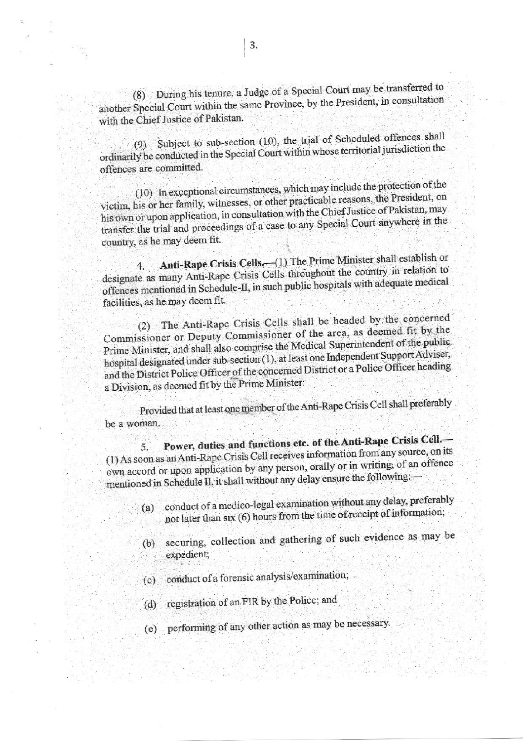(8) During his tenure, a Judge of a Special Court may be transferred to another Special Court within the same Province, by the President, in consultation with the Chief Justice of Pakistan.

(9) Subject to sub-section (10), the trial of Scheduled offences shall ordinarily be conducted in the Special Court within whose territorial jurisdiction the offences are committed.

(10) In exceptional circumstances, which may include the protection of the victim, his or her family, witnesses, or other practicable reasons, the President, on his own or upon application, in consultation with the Chief Justice of Pakistan, may transfer the trial and proceedings of a case to any Special Court anywhere in the country, as he may deem fit.

4. **Anti-Rape Crisis Cells.**—(1) The Prime Minister shall establish or designate as many Anti-Rape Crisis Cells throughout the country in relation to offences mentioned in Schedule-II, in such public hospitals with adequate medical facilities, as he may deem fit.

(2) The Anti-Rape Crisis Cells shall be headed by the concerned Commissioner or Deputy Commissioner of the area, as deemed fit by the Prime Minister, and shall also comprise the Medical Superintendent of the public hospital designated under sub-section (1), at least one Independent Support Adviser, and the District Police Officer of the concerned District or a Police Officer heading a Division, as deemed fit by the Prime Minister:

Provided that at least one member of the Anti-Rape Crisis Cell shall preferably be a woman.

5. **Power, duties and functions etc. of the Anti-Rape Crisis Cell.**—(1) As soon as an Anti-Rape Crisis Cell receives information from any source, on its own accord or upon application by any person, orally or in writing, of an offence mentioned in Schedule II, it shall without any delay ensure the following:—

(a) conduct of a medico-legal examination without any delay, preferably not later than six (6) hours from the time of receipt of information;

(b) securing, collection and gathering of such evidence as may be expedient;

(c) conduct of a forensic analysis/examination;

(d) registration of an FIR by the Police; and

(e) performing of any other action as may be necessary.